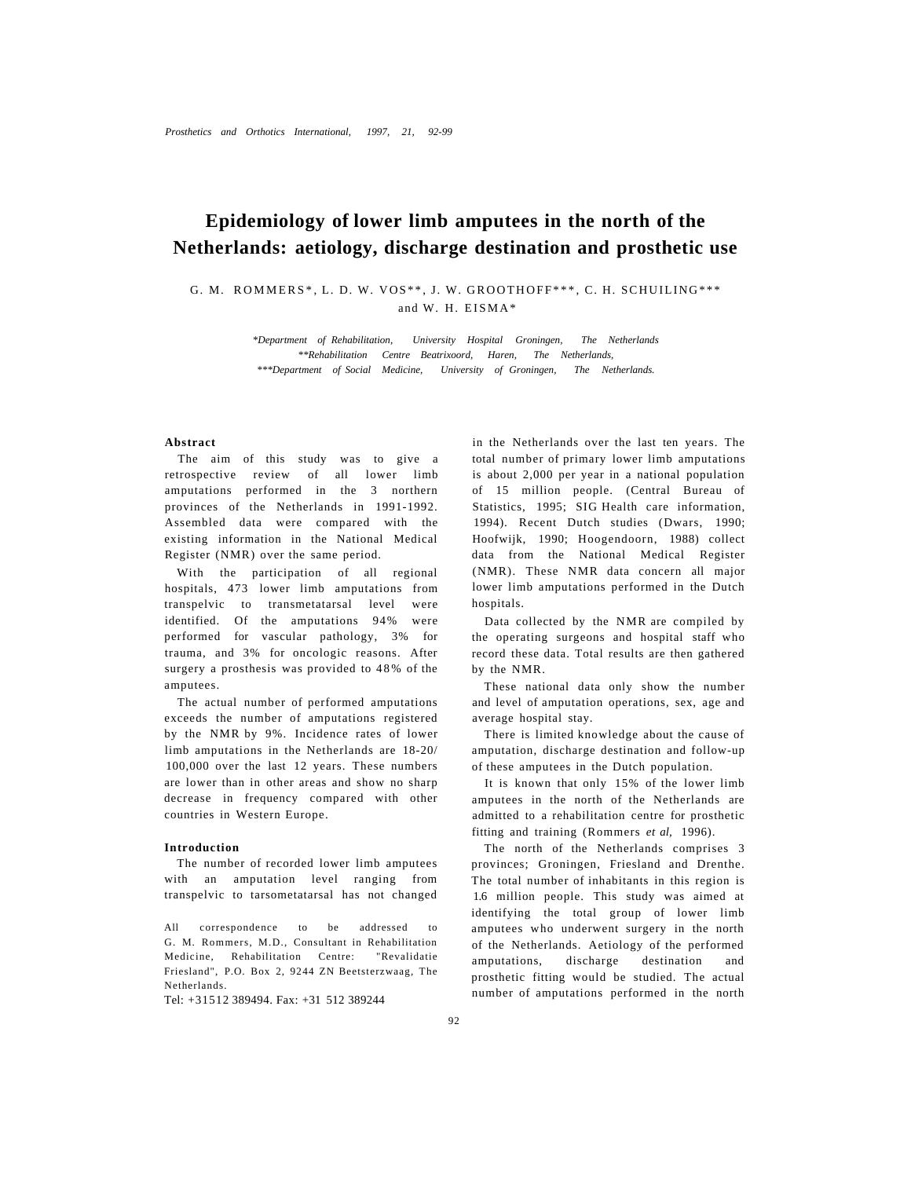# Epidemiology of lower limb amputees in the north of the Netherlands: aetiology, discharge destination and prosthetic use

G. M. ROMMERS*, L. D. W. VOS**, J. W. GROOTHOFF***, C. H. SCHUILING*** and W. H. EISMA*

*\*Department of Rehabilitation, University Hospital Groningen, The Netherlands*
*\*\*Rehabilitation Centre Beatrixoord, Haren, The Netherlands,*
*\*\*\*Department of Social Medicine, University of Groningen, The Netherlands.*

## Abstract

The aim of this study was to give a retrospective review of all lower limb amputations performed in the 3 northern provinces of the Netherlands in 1991-1992. Assembled data were compared with the existing information in the National Medical Register (NMR) over the same period.

With the participation of all regional hospitals, 473 lower limb amputations from transpelvic to transmetatarsal level were identified. Of the amputations 94% were performed for vascular pathology, 3% for trauma, and 3% for oncologic reasons. After surgery a prosthesis was provided to 48% of the amputees.

The actual number of performed amputations exceeds the number of amputations registered by the NMR by 9%. Incidence rates of lower limb amputations in the Netherlands are 18-20/ 100,000 over the last 12 years. These numbers are lower than in other areas and show no sharp decrease in frequency compared with other countries in Western Europe.

## Introduction

The number of recorded lower limb amputees with an amputation level ranging from transpelvic to tarsometatarsal has not changed in the Netherlands over the last ten years. The total number of primary lower limb amputations is about 2,000 per year in a national population of 15 million people. (Central Bureau of Statistics, 1995; SIG Health care information, 1994). Recent Dutch studies (Dwars, 1990; Hoofwijk, 1990; Hoogendoorn, 1988) collect data from the National Medical Register (NMR). These NMR data concern all major lower limb amputations performed in the Dutch hospitals.

Data collected by the NMR are compiled by the operating surgeons and hospital staff who record these data. Total results are then gathered by the NMR.

These national data only show the number and level of amputation operations, sex, age and average hospital stay.

There is limited knowledge about the cause of amputation, discharge destination and follow-up of these amputees in the Dutch population.

It is known that only 15% of the lower limb amputees in the north of the Netherlands are admitted to a rehabilitation centre for prosthetic fitting and training (Rommers *et al*, 1996).

The north of the Netherlands comprises 3 provinces; Groningen, Friesland and Drenthe. The total number of inhabitants in this region is 1.6 million people. This study was aimed at identifying the total group of lower limb amputees who underwent surgery in the north of the Netherlands. Aetiology of the performed amputations, discharge destination and prosthetic fitting would be studied. The actual number of amputations performed in the north

All correspondence to be addressed to G. M. Rommers, M.D., Consultant in Rehabilitation Medicine, Rehabilitation Centre: "Revalidatie Friesland", P.O. Box 2, 9244 ZN Beetsterzwaag, The Netherlands.
Tel: +31512 389494. Fax: +31 512 389244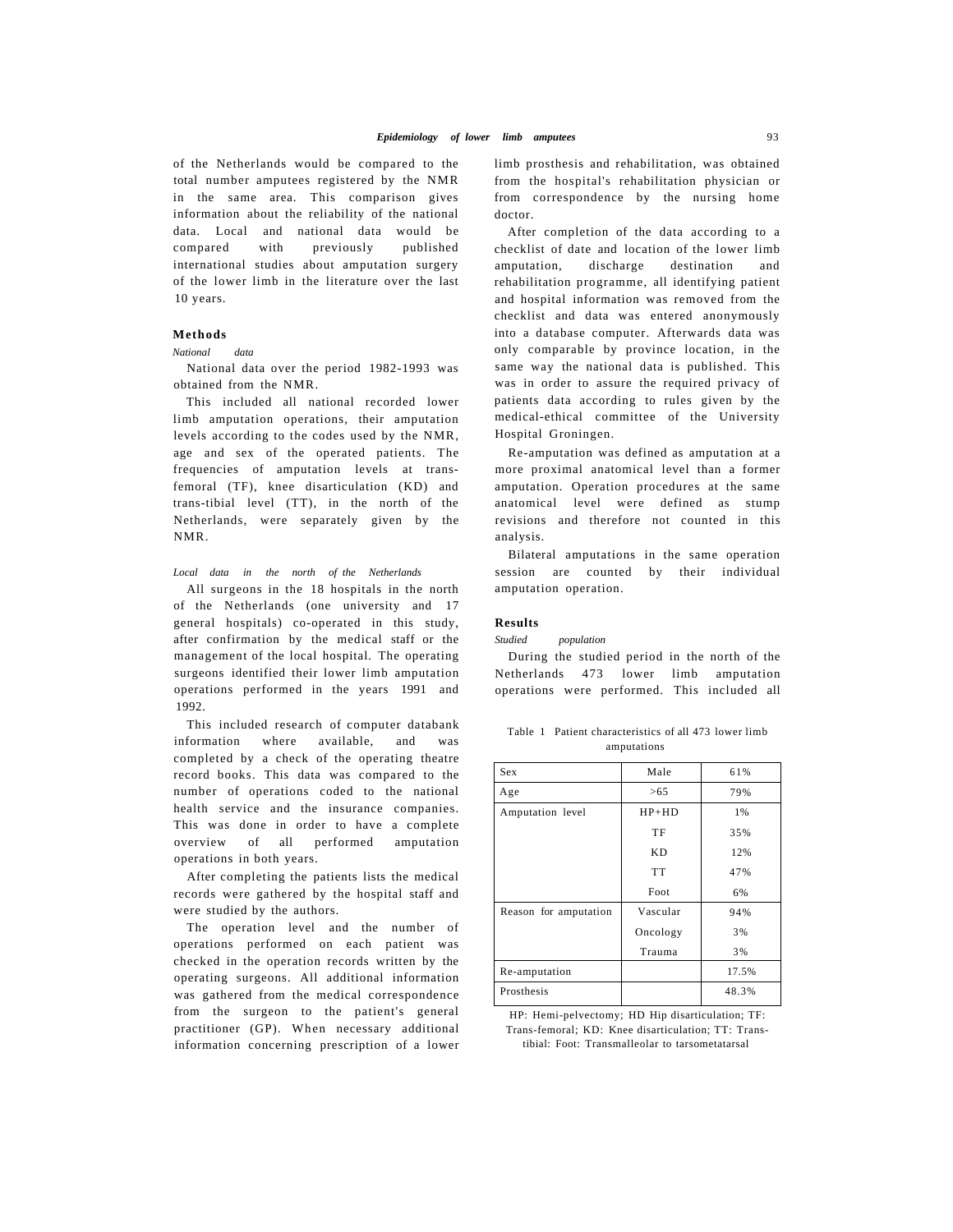of the Netherlands would be compared to the total number amputees registered by the NMR in the same area. This comparison gives information about the reliability of the national data. Local and national data would be compared with previously published international studies about amputation surgery of the lower limb in the literature over the last 10 years.

## Methods

### *National data*

National data over the period 1982-1993 was obtained from the NMR.

This included all national recorded lower limb amputation operations, their amputation levels according to the codes used by the NMR, age and sex of the operated patients. The frequencies of amputation levels at trans-femoral (TF), knee disarticulation (KD) and trans-tibial level (TT), in the north of the Netherlands, were separately given by the NMR.

### *Local data in the north of the Netherlands*

All surgeons in the 18 hospitals in the north of the Netherlands (one university and 17 general hospitals) co-operated in this study, after confirmation by the medical staff or the management of the local hospital. The operating surgeons identified their lower limb amputation operations performed in the years 1991 and 1992.

This included research of computer databank information where available, and was completed by a check of the operating theatre record books. This data was compared to the number of operations coded to the national health service and the insurance companies. This was done in order to have a complete overview of all performed amputation operations in both years.

After completing the patients lists the medical records were gathered by the hospital staff and were studied by the authors.

The operation level and the number of operations performed on each patient was checked in the operation records written by the operating surgeons. All additional information was gathered from the medical correspondence from the surgeon to the patient's general practitioner (GP). When necessary additional information concerning prescription of a lower limb prosthesis and rehabilitation, was obtained from the hospital's rehabilitation physician or from correspondence by the nursing home doctor.

After completion of the data according to a checklist of date and location of the lower limb amputation, discharge destination and rehabilitation programme, all identifying patient and hospital information was removed from the checklist and data was entered anonymously into a database computer. Afterwards data was only comparable by province location, in the same way the national data is published. This was in order to assure the required privacy of patients data according to rules given by the medical-ethical committee of the University Hospital Groningen.

Re-amputation was defined as amputation at a more proximal anatomical level than a former amputation. Operation procedures at the same anatomical level were defined as stump revisions and therefore not counted in this analysis.

Bilateral amputations in the same operation session are counted by their individual amputation operation.

## Results

### *Studied population*

During the studied period in the north of the Netherlands 473 lower limb amputation operations were performed. This included all

Table 1 Patient characteristics of all 473 lower limb amputations

| | | |
|---|---|---|
| Sex | Male | 61% |
| Age | >65 | 79% |
| Amputation level | HP+HD | 1% |
| | TF | 35% |
| | KD | 12% |
| | TT | 47% |
| | Foot | 6% |
| Reason for amputation | Vascular | 94% |
| | Oncology | 3% |
| | Trauma | 3% |
| Re-amputation | | 17.5% |
| Prosthesis | | 48.3% |

HP: Hemi-pelvectomy; HD Hip disarticulation; TF: Trans-femoral; KD: Knee disarticulation; TT: Trans-tibial: Foot: Transmalleolar to tarsometatarsal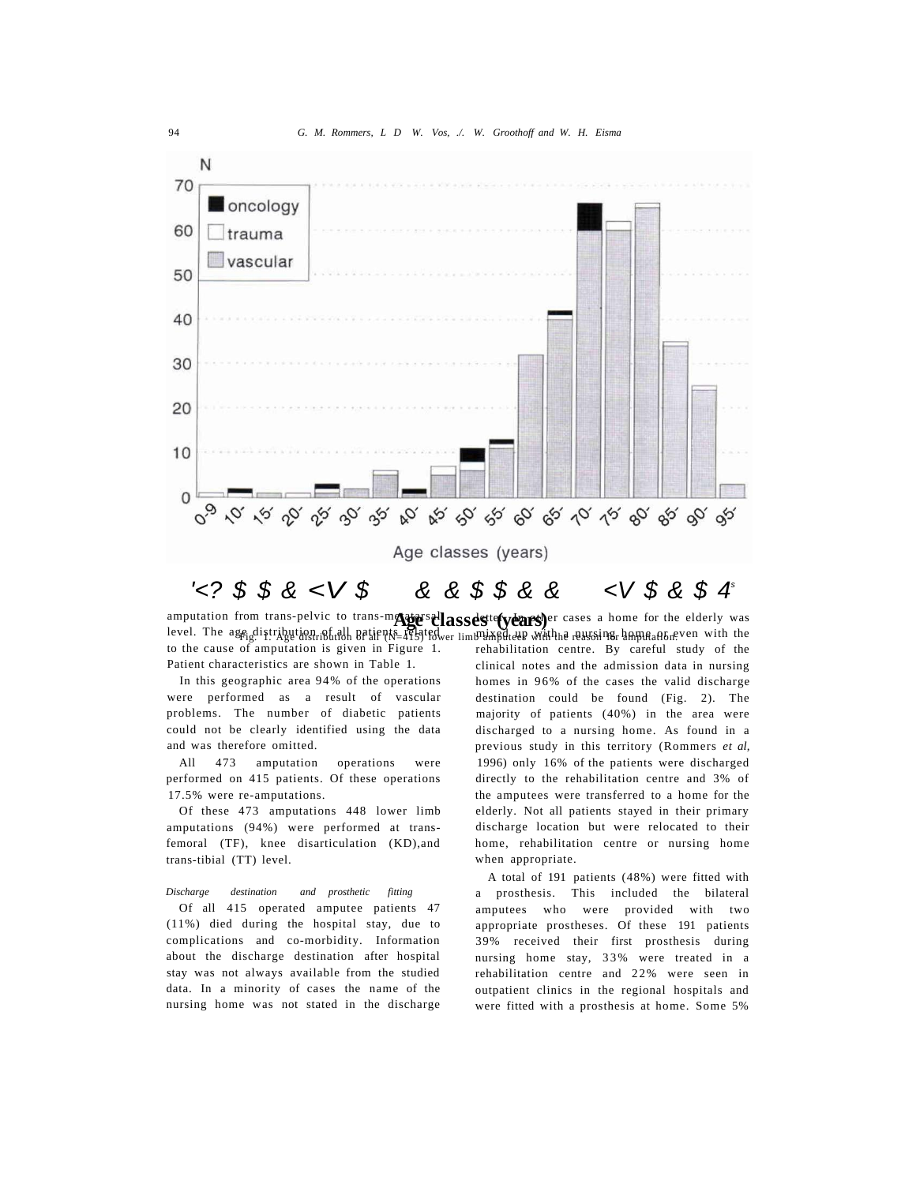Fig. 1. Age distribution of all (N=415) lower limb amputees with the reason for amputation.

amputation from trans-pelvic to trans-metatarsal level. The age distribution of all patients related to the cause of amputation is given in Figure 1. Patient characteristics are shown in Table 1.

In this geographic area 94% of the operations were performed as a result of vascular problems. The number of diabetic patients could not be clearly identified using the data and was therefore omitted.

All 473 amputation operations were performed on 415 patients. Of these operations 17.5% were re-amputations.

Of these 473 amputations 448 lower limb amputations (94%) were performed at trans-femoral (TF), knee disarticulation (KD),and trans-tibial (TT) level.

*Discharge destination and prosthetic fitting*

Of all 415 operated amputee patients 47 (11%) died during the hospital stay, due to complications and co-morbidity. Information about the discharge destination after hospital stay was not always available from the studied data. In a minority of cases the name of the nursing home was not stated in the discharge letter. In other cases a home for the elderly was mixed up with a nursing home or even with the rehabilitation centre. By careful study of the clinical notes and the admission data in nursing homes in 96% of the cases the valid discharge destination could be found (Fig. 2). The majority of patients (40%) in the area were discharged to a nursing home. As found in a previous study in this territory (Rommers *et al,* 1996) only 16% of the patients were discharged directly to the rehabilitation centre and 3% of the amputees were transferred to a home for the elderly. Not all patients stayed in their primary discharge location but were relocated to their home, rehabilitation centre or nursing home when appropriate.

A total of 191 patients (48%) were fitted with a prosthesis. This included the bilateral amputees who were provided with two appropriate prostheses. Of these 191 patients 39% received their first prosthesis during nursing home stay, 33% were treated in a rehabilitation centre and 22% were seen in outpatient clinics in the regional hospitals and were fitted with a prosthesis at home. Some 5%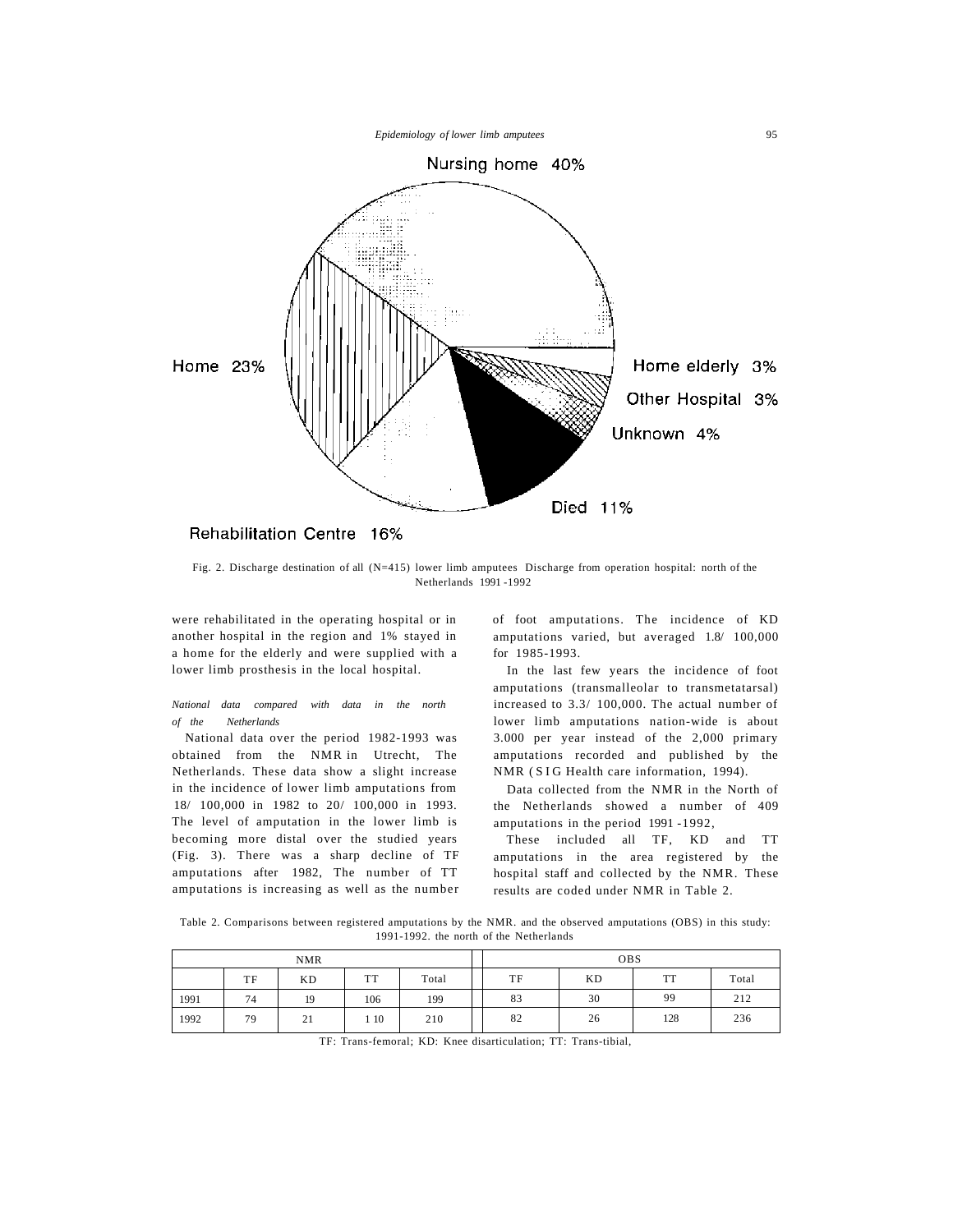Fig. 2. Discharge destination of all (N=415) lower limb amputees Discharge from operation hospital: north of the Netherlands 1991-1992

were rehabilitated in the operating hospital or in another hospital in the region and 1% stayed in a home for the elderly and were supplied with a lower limb prosthesis in the local hospital.

*National data compared with data in the north of the Netherlands*

National data over the period 1982-1993 was obtained from the NMR in Utrecht, The Netherlands. These data show a slight increase in the incidence of lower limb amputations from 18/ 100,000 in 1982 to 20/ 100,000 in 1993. The level of amputation in the lower limb is becoming more distal over the studied years (Fig. 3). There was a sharp decline of TF amputations after 1982, The number of TT amputations is increasing as well as the number of foot amputations. The incidence of KD amputations varied, but averaged 1.8/ 100,000 for 1985-1993.

In the last few years the incidence of foot amputations (transmalleolar to transmetatarsal) increased to 3.3/ 100,000. The actual number of lower limb amputations nation-wide is about 3.000 per year instead of the 2,000 primary amputations recorded and published by the NMR (SIG Health care information, 1994).

Data collected from the NMR in the North of the Netherlands showed a number of 409 amputations in the period 1991-1992,

These included all TF, KD and TT amputations in the area registered by the hospital staff and collected by the NMR. These results are coded under NMR in Table 2.

Table 2. Comparisons between registered amputations by the NMR. and the observed amputations (OBS) in this study: 1991-1992. the north of the Netherlands

| NMR | | | | | OBS | | | |
|---|---|---|---|---|---|---|---|---|
| | TF | KD | TT | Total | TF | KD | TT | Total |
| 1991 | 74 | 19 | 106 | 199 | 83 | 30 | 99 | 212 |
| 1992 | 79 | 21 | 1 10 | 210 | 82 | 26 | 128 | 236 |

TF: Trans-femoral; KD: Knee disarticulation; TT: Trans-tibial,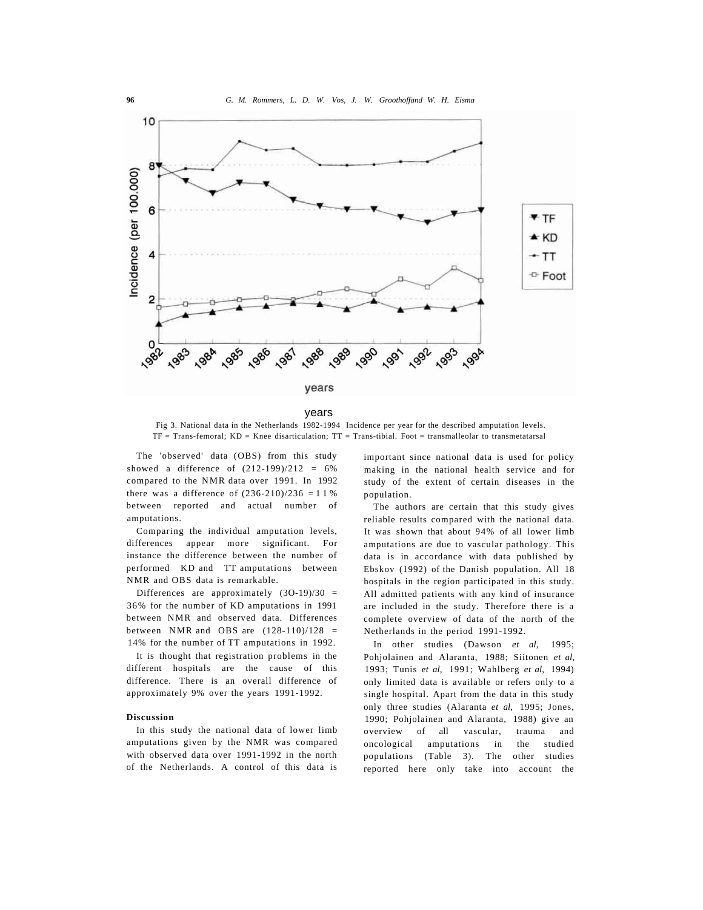years

Fig 3. National data in the Netherlands 1982-1994 Incidence per year for the described amputation levels. TF = Trans-femoral; KD = Knee disarticulation; TT = Trans-tibial. Foot = transmalleolar to transmetatarsal

The 'observed' data (OBS) from this study showed a difference of (212-199)/212 = 6% compared to the NMR data over 1991. In 1992 there was a difference of (236-210)/236 = 11% between reported and actual number of amputations.

Comparing the individual amputation levels, differences appear more significant. For instance the difference between the number of performed KD and TT amputations between NMR and OBS data is remarkable.

Differences are approximately (30-19)/30 = 36% for the number of KD amputations in 1991 between NMR and observed data. Differences between NMR and OBS are (128-110)/128 = 14% for the number of TT amputations in 1992.

It is thought that registration problems in the different hospitals are the cause of this difference. There is an overall difference of approximately 9% over the years 1991-1992.

## Discussion

In this study the national data of lower limb amputations given by the NMR was compared with observed data over 1991-1992 in the north of the Netherlands. A control of this data is important since national data is used for policy making in the national health service and for study of the extent of certain diseases in the population.

The authors are certain that this study gives reliable results compared with the national data. It was shown that about 94% of all lower limb amputations are due to vascular pathology. This data is in accordance with data published by Ebskov (1992) of the Danish population. All 18 hospitals in the region participated in this study. All admitted patients with any kind of insurance are included in the study. Therefore there is a complete overview of data of the north of the Netherlands in the period 1991-1992.

In other studies (Dawson *et al,* 1995; Pohjolainen and Alaranta, 1988; Siitonen *et al,* 1993; Tunis *et al,* 1991; Wahlberg *et al,* 1994) only limited data is available or refers only to a single hospital. Apart from the data in this study only three studies (Alaranta *et al,* 1995; Jones, 1990; Pohjolainen and Alaranta, 1988) give an overview of all vascular, trauma and oncological amputations in the studied populations (Table 3). The other studies reported here only take into account the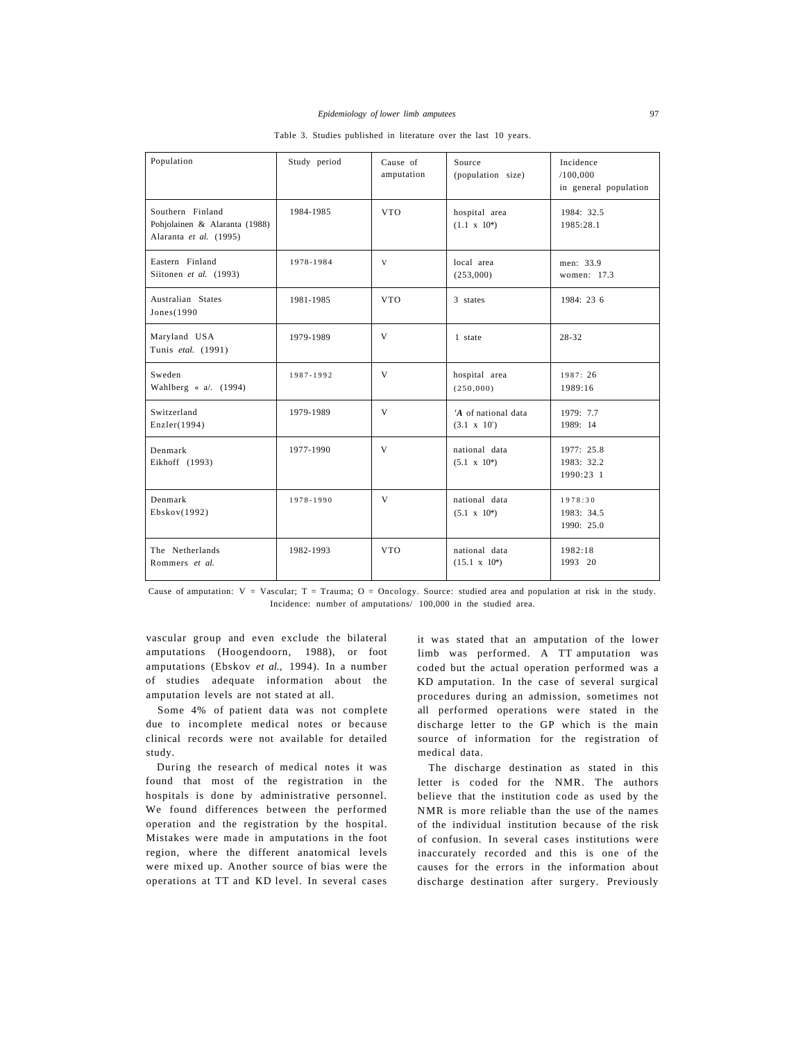Table 3. Studies published in literature over the last 10 years.

| Population | Study period | Cause of amputation | Source (population size) | Incidence /100,000 in general population |
|---|---|---|---|---|
| Southern Finland Pohjolainen & Alaranta (1988) Alaranta *et al.* (1995) | 1984-1985 | VTO | hospital area (1.1 x 10*) | 1984: 32.5 1985:28.1 |
| Eastern Finland Siitonen *et al.* (1993) | 1978-1984 | V | local area (253,000) | men: 33.9 women: 17.3 |
| Australian States Jones(1990 | 1981-1985 | VTO | 3 states | 1984: 23 6 |
| Maryland USA Tunis *etal.* (1991) | 1979-1989 | V | 1 state | 28-32 |
| Sweden Wahlberg « a/. (1994) | 1987-1992 | V | hospital area (250,000) | 1987: 26 1989:16 |
| Switzerland Enzler(1994) | 1979-1989 | V | *'A* of national data (3.1 x 10') | 1979: 7.7 1989: 14 |
| Denmark Eikhoff (1993) | 1977-1990 | V | national data (5.1 x 10*) | 1977: 25.8 1983: 32.2 1990:23 1 |
| Denmark Ebskov(1992) | 1978-1990 | V | national data (5.1 x 10*) | 1978:30 1983: 34.5 1990: 25.0 |
| The Netherlands Rommers *et al.* | 1982-1993 | VTO | national data (15.1 x 10*) | 1982:18 1993 20 |

Cause of amputation: V = Vascular; T = Trauma; O = Oncology. Source: studied area and population at risk in the study. Incidence: number of amputations/ 100,000 in the studied area.

vascular group and even exclude the bilateral amputations (Hoogendoorn, 1988), or foot amputations (Ebskov *et al.,* 1994). In a number of studies adequate information about the amputation levels are not stated at all.

Some 4% of patient data was not complete due to incomplete medical notes or because clinical records were not available for detailed study.

During the research of medical notes it was found that most of the registration in the hospitals is done by administrative personnel. We found differences between the performed operation and the registration by the hospital. Mistakes were made in amputations in the foot region, where the different anatomical levels were mixed up. Another source of bias were the operations at TT and KD level. In several cases it was stated that an amputation of the lower limb was performed. A TT amputation was coded but the actual operation performed was a KD amputation. In the case of several surgical procedures during an admission, sometimes not all performed operations were stated in the discharge letter to the GP which is the main source of information for the registration of medical data.

The discharge destination as stated in this letter is coded for the NMR. The authors believe that the institution code as used by the NMR is more reliable than the use of the names of the individual institution because of the risk of confusion. In several cases institutions were inaccurately recorded and this is one of the causes for the errors in the information about discharge destination after surgery. Previously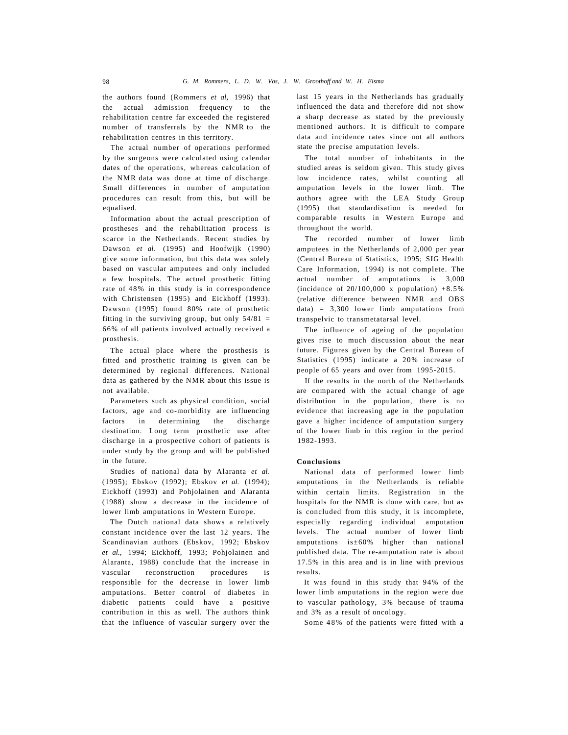the authors found (Rommers *et al*, 1996) that the actual admission frequency to the rehabilitation centre far exceeded the registered number of transferrals by the NMR to the rehabilitation centres in this territory.

The actual number of operations performed by the surgeons were calculated using calendar dates of the operations, whereas calculation of the NMR data was done at time of discharge. Small differences in number of amputation procedures can result from this, but will be equalised.

Information about the actual prescription of prostheses and the rehabilitation process is scarce in the Netherlands. Recent studies by Dawson *et al.* (1995) and Hoofwijk (1990) give some information, but this data was solely based on vascular amputees and only included a few hospitals. The actual prosthetic fitting rate of 48% in this study is in correspondence with Christensen (1995) and Eickhoff (1993). Dawson (1995) found 80% rate of prosthetic fitting in the surviving group, but only 54/81 = 66% of all patients involved actually received a prosthesis.

The actual place where the prosthesis is fitted and prosthetic training is given can be determined by regional differences. National data as gathered by the NMR about this issue is not available.

Parameters such as physical condition, social factors, age and co-morbidity are influencing factors in determining the discharge destination. Long term prosthetic use after discharge in a prospective cohort of patients is under study by the group and will be published in the future.

Studies of national data by Alaranta *et al.* (1995); Ebskov (1992); Ebskov *et al.* (1994); Eickhoff (1993) and Pohjolainen and Alaranta (1988) show a decrease in the incidence of lower limb amputations in Western Europe.

The Dutch national data shows a relatively constant incidence over the last 12 years. The Scandinavian authors (Ebskov, 1992; Ebskov *et al.*, 1994; Eickhoff, 1993; Pohjolainen and Alaranta, 1988) conclude that the increase in vascular reconstruction procedures is responsible for the decrease in lower limb amputations. Better control of diabetes in diabetic patients could have a positive contribution in this as well. The authors think that the influence of vascular surgery over the last 15 years in the Netherlands has gradually influenced the data and therefore did not show a sharp decrease as stated by the previously mentioned authors. It is difficult to compare data and incidence rates since not all authors state the precise amputation levels.

The total number of inhabitants in the studied areas is seldom given. This study gives low incidence rates, whilst counting all amputation levels in the lower limb. The authors agree with the LEA Study Group (1995) that standardisation is needed for comparable results in Western Europe and throughout the world.

The recorded number of lower limb amputees in the Netherlands of 2,000 per year (Central Bureau of Statistics, 1995; SIG Health Care Information, 1994) is not complete. The actual number of amputations is 3,000 (incidence of 20/100,000 x population) +8.5% (relative difference between NMR and OBS data) = 3,300 lower limb amputations from transpelvic to transmetatarsal level.

The influence of ageing of the population gives rise to much discussion about the near future. Figures given by the Central Bureau of Statistics (1995) indicate a 20% increase of people of 65 years and over from 1995-2015.

If the results in the north of the Netherlands are compared with the actual change of age distribution in the population, there is no evidence that increasing age in the population gave a higher incidence of amputation surgery of the lower limb in this region in the period 1982-1993.

## Conclusions

National data of performed lower limb amputations in the Netherlands is reliable within certain limits. Registration in the hospitals for the NMR is done with care, but as is concluded from this study, it is incomplete, especially regarding individual amputation levels. The actual number of lower limb amputations is±60% higher than national published data. The re-amputation rate is about 17.5% in this area and is in line with previous results.

It was found in this study that 94% of the lower limb amputations in the region were due to vascular pathology, 3% because of trauma and 3% as a result of oncology.

Some 48% of the patients were fitted with a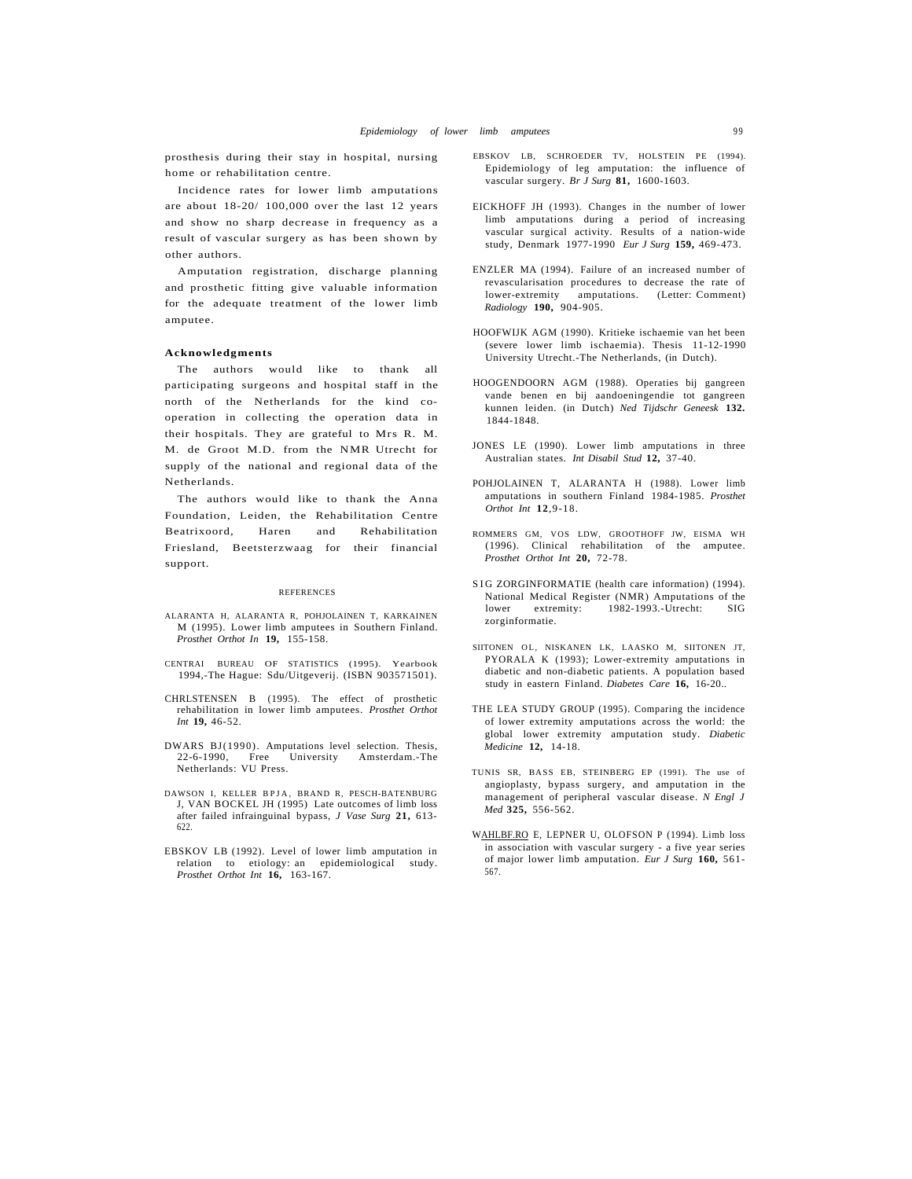prosthesis during their stay in hospital, nursing home or rehabilitation centre.

Incidence rates for lower limb amputations are about 18-20/ 100,000 over the last 12 years and show no sharp decrease in frequency as a result of vascular surgery as has been shown by other authors.

Amputation registration, discharge planning and prosthetic fitting give valuable information for the adequate treatment of the lower limb amputee.

## Acknowledgments

The authors would like to thank all participating surgeons and hospital staff in the north of the Netherlands for the kind co-operation in collecting the operation data in their hospitals. They are grateful to Mrs R. M. M. de Groot M.D. from the NMR Utrecht for supply of the national and regional data of the Netherlands.

The authors would like to thank the Anna Foundation, Leiden, the Rehabilitation Centre Beatrixoord, Haren and Rehabilitation Friesland, Beetsterzwaag for their financial support.

## REFERENCES

ALARANTA H, ALARANTA R, POHJOLAINEN T, KARKAINEN M (1995). Lower limb amputees in Southern Finland. *Prosthet Orthot In* **19,** 155-158.

CENTRAI BUREAU OF STATISTICS (1995). Yearbook 1994,-The Hague: Sdu/Uitgeverij. (ISBN 903571501).

CHRLSTENSEN B (1995). The effect of prosthetic rehabilitation in lower limb amputees. *Prosthet Orthot Int* **19,** 46-52.

DWARS BJ(1990). Amputations level selection. Thesis, 22-6-1990, Free University Amsterdam.-The Netherlands: VU Press.

DAWSON I, KELLER BPJA, BRAND R, PESCH-BATENBURG J, VAN BOCKEL JH (1995) Late outcomes of limb loss after failed infrainguinal bypass, *J Vase Surg* **21,** 613-622.

EBSKOV LB (1992). Level of lower limb amputation in relation to etiology: an epidemiological study. *Prosthet Orthot Int* **16,** 163-167.

EBSKOV LB, SCHROEDER TV, HOLSTEIN PE (1994). Epidemiology of leg amputation: the influence of vascular surgery. *Br J Surg* **81,** 1600-1603.

EICKHOFF JH (1993). Changes in the number of lower limb amputations during a period of increasing vascular surgical activity. Results of a nation-wide study, Denmark 1977-1990 *Eur J Surg* **159,** 469-473.

ENZLER MA (1994). Failure of an increased number of revascularisation procedures to decrease the rate of lower-extremity amputations. (Letter: Comment) *Radiology* **190,** 904-905.

HOOFWIJK AGM (1990). Kritieke ischaemie van het been (severe lower limb ischaemia). Thesis 11-12-1990 University Utrecht.-The Netherlands, (in Dutch).

HOOGENDOORN AGM (1988). Operaties bij gangreen vande benen en bij aandoeningendie tot gangreen kunnen leiden. (in Dutch) *Ned Tijdschr Geneesk* **132.** 1844-1848.

JONES LE (1990). Lower limb amputations in three Australian states. *Int Disabil Stud* **12,** 37-40.

POHJOLAINEN T, ALARANTA H (1988). Lower limb amputations in southern Finland 1984-1985. *Prosthet Orthot Int* **12**,9-18.

ROMMERS GM, VOS LDW, GROOTHOFF JW, EISMA WH (1996). Clinical rehabilitation of the amputee. *Prosthet Orthot Int* **20,** 72-78.

SIG ZORGINFORMATIE (health care information) (1994). National Medical Register (NMR) Amputations of the lower extremity: 1982-1993.-Utrecht: SIG zorginformatie.

SIITONEN OL, NISKANEN LK, LAASKO M, SIITONEN JT, PYORALA K (1993); Lower-extremity amputations in diabetic and non-diabetic patients. A population based study in eastern Finland. *Diabetes Care* **16,** 16-20..

THE LEA STUDY GROUP (1995). Comparing the incidence of lower extremity amputations across the world: the global lower extremity amputation study. *Diabetic Medicine* **12,** 14-18.

TUNIS SR, BASS EB, STEINBERG EP (1991). The use of angioplasty, bypass surgery, and amputation in the management of peripheral vascular disease. *N Engl J Med* **325,** 556-562.

WAHLBF.RO E, LEPNER U, OLOFSON P (1994). Limb loss in association with vascular surgery - a five year series of major lower limb amputation. *Eur J Surg* **160,** 561-567.